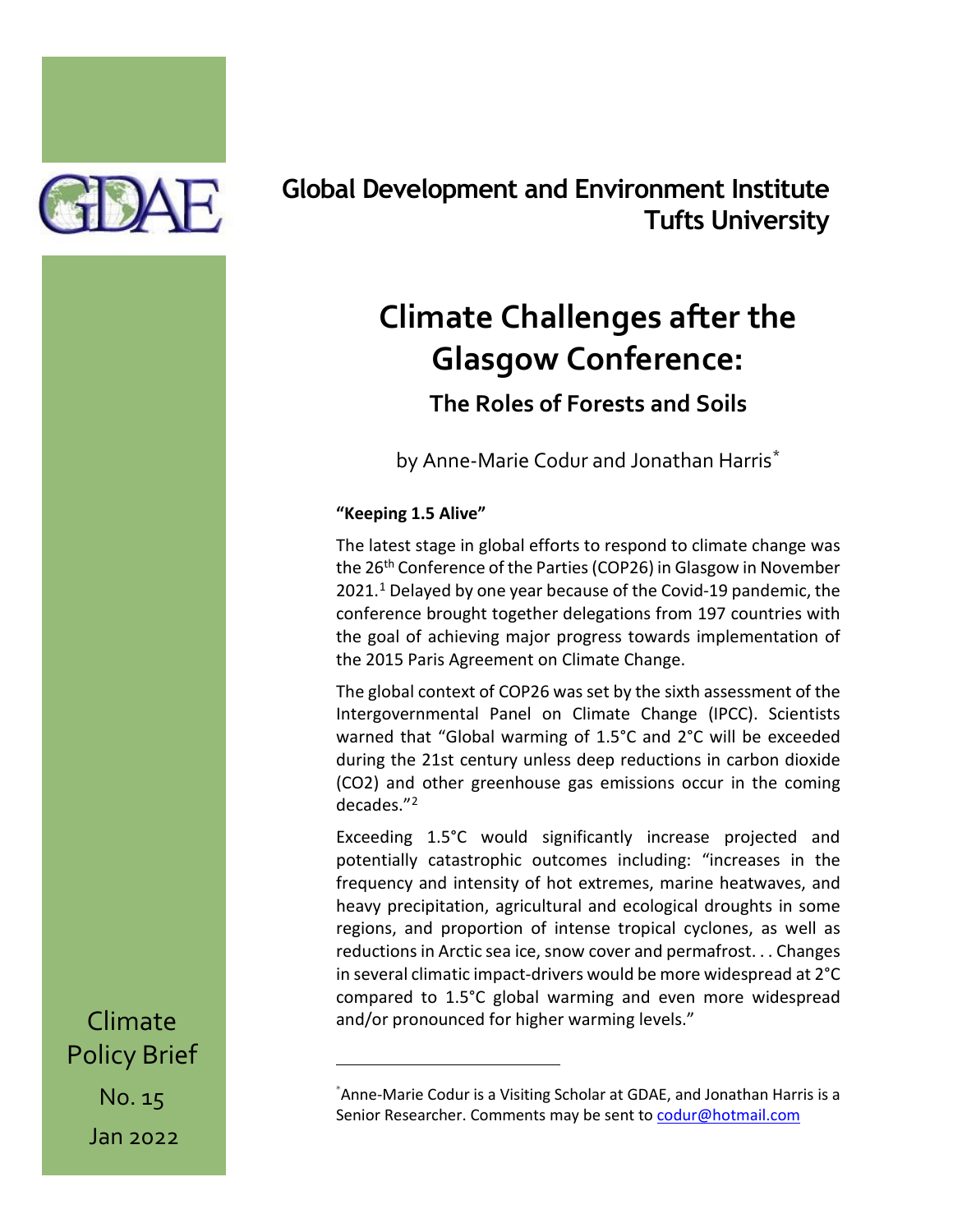**Global Development and Environment Institute**
**Tufts University**

# Climate Challenges after the Glasgow Conference:

## The Roles of Forests and Soils

by Anne-Marie Codur and Jonathan Harris*

Climate Policy Brief

No. 15

Jan 2022

### "Keeping 1.5 Alive"

The latest stage in global efforts to respond to climate change was the 26th Conference of the Parties (COP26) in Glasgow in November 2021.[1] Delayed by one year because of the Covid-19 pandemic, the conference brought together delegations from 197 countries with the goal of achieving major progress towards implementation of the 2015 Paris Agreement on Climate Change.

The global context of COP26 was set by the sixth assessment of the Intergovernmental Panel on Climate Change (IPCC). Scientists warned that "Global warming of 1.5°C and 2°C will be exceeded during the 21st century unless deep reductions in carbon dioxide ($CO_2$) and other greenhouse gas emissions occur in the coming decades."[2]

Exceeding 1.5°C would significantly increase projected and potentially catastrophic outcomes including: "increases in the frequency and intensity of hot extremes, marine heatwaves, and heavy precipitation, agricultural and ecological droughts in some regions, and proportion of intense tropical cyclones, as well as reductions in Arctic sea ice, snow cover and permafrost. . . Changes in several climatic impact-drivers would be more widespread at 2°C compared to 1.5°C global warming and even more widespread and/or pronounced for higher warming levels."

---

*Anne-Marie Codur is a Visiting Scholar at GDAE, and Jonathan Harris is a Senior Researcher. Comments may be sent to codur@hotmail.com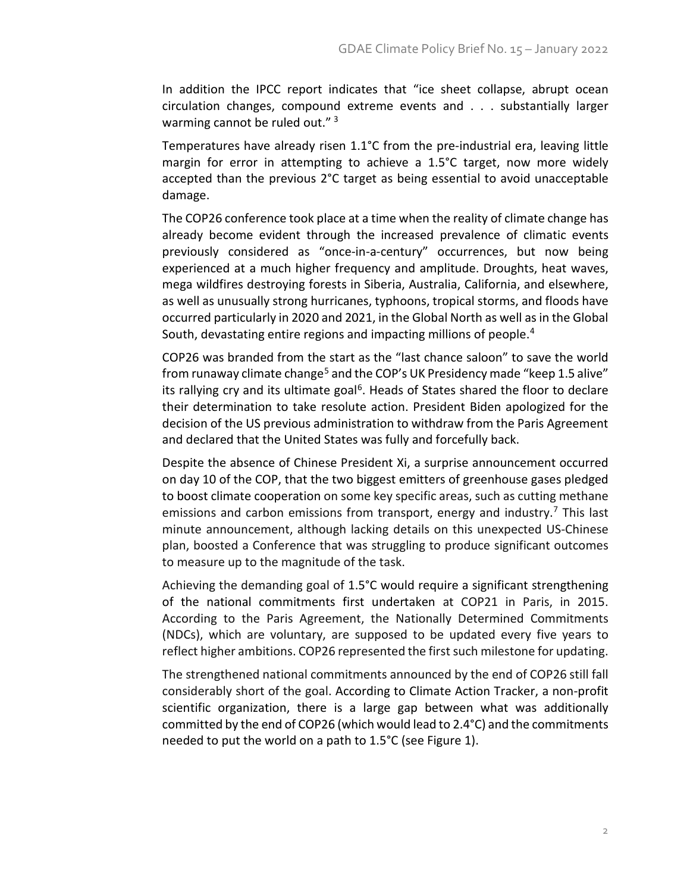In addition the IPCC report indicates that "ice sheet collapse, abrupt ocean circulation changes, compound extreme events and . . . substantially larger warming cannot be ruled out." [3]

Temperatures have already risen 1.1°C from the pre-industrial era, leaving little margin for error in attempting to achieve a 1.5°C target, now more widely accepted than the previous 2°C target as being essential to avoid unacceptable damage.

The COP26 conference took place at a time when the reality of climate change has already become evident through the increased prevalence of climatic events previously considered as "once-in-a-century" occurrences, but now being experienced at a much higher frequency and amplitude. Droughts, heat waves, mega wildfires destroying forests in Siberia, Australia, California, and elsewhere, as well as unusually strong hurricanes, typhoons, tropical storms, and floods have occurred particularly in 2020 and 2021, in the Global North as well as in the Global South, devastating entire regions and impacting millions of people.[4]

COP26 was branded from the start as the "last chance saloon" to save the world from runaway climate change[5] and the COP's UK Presidency made "keep 1.5 alive" its rallying cry and its ultimate goal[6]. Heads of States shared the floor to declare their determination to take resolute action. President Biden apologized for the decision of the US previous administration to withdraw from the Paris Agreement and declared that the United States was fully and forcefully back.

Despite the absence of Chinese President Xi, a surprise announcement occurred on day 10 of the COP, that the two biggest emitters of greenhouse gases pledged to boost climate cooperation on some key specific areas, such as cutting methane emissions and carbon emissions from transport, energy and industry.[7] This last minute announcement, although lacking details on this unexpected US-Chinese plan, boosted a Conference that was struggling to produce significant outcomes to measure up to the magnitude of the task.

Achieving the demanding goal of 1.5°C would require a significant strengthening of the national commitments first undertaken at COP21 in Paris, in 2015. According to the Paris Agreement, the Nationally Determined Commitments (NDCs), which are voluntary, are supposed to be updated every five years to reflect higher ambitions. COP26 represented the first such milestone for updating.

The strengthened national commitments announced by the end of COP26 still fall considerably short of the goal. According to Climate Action Tracker, a non-profit scientific organization, there is a large gap between what was additionally committed by the end of COP26 (which would lead to 2.4°C) and the commitments needed to put the world on a path to 1.5°C (see Figure 1).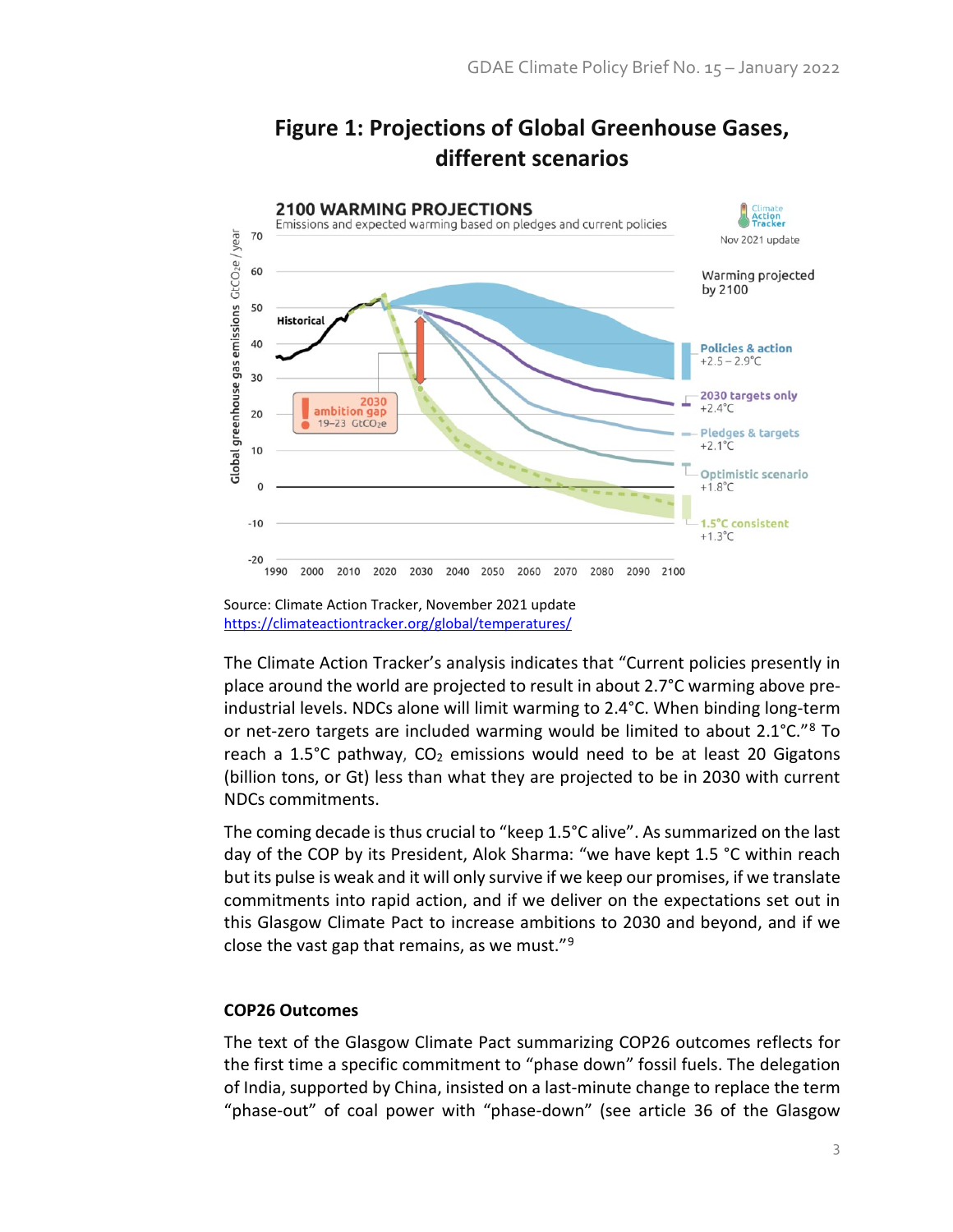# Figure 1: Projections of Global Greenhouse Gases, different scenarios

Source: Climate Action Tracker, November 2021 update
https://climateactiontracker.org/global/temperatures/

The Climate Action Tracker's analysis indicates that "Current policies presently in place around the world are projected to result in about 2.7°C warming above pre-industrial levels. NDCs alone will limit warming to 2.4°C. When binding long-term or net-zero targets are included warming would be limited to about 2.1°C."[8] To reach a 1.5°C pathway, $CO_2$ emissions would need to be at least 20 Gigatons (billion tons, or Gt) less than what they are projected to be in 2030 with current NDCs commitments.

The coming decade is thus crucial to "keep 1.5°C alive". As summarized on the last day of the COP by its President, Alok Sharma: "we have kept 1.5 °C within reach but its pulse is weak and it will only survive if we keep our promises, if we translate commitments into rapid action, and if we deliver on the expectations set out in this Glasgow Climate Pact to increase ambitions to 2030 and beyond, and if we close the vast gap that remains, as we must."[9]

### COP26 Outcomes

The text of the Glasgow Climate Pact summarizing COP26 outcomes reflects for the first time a specific commitment to "phase down" fossil fuels. The delegation of India, supported by China, insisted on a last-minute change to replace the term "phase-out" of coal power with "phase-down" (see article 36 of the Glasgow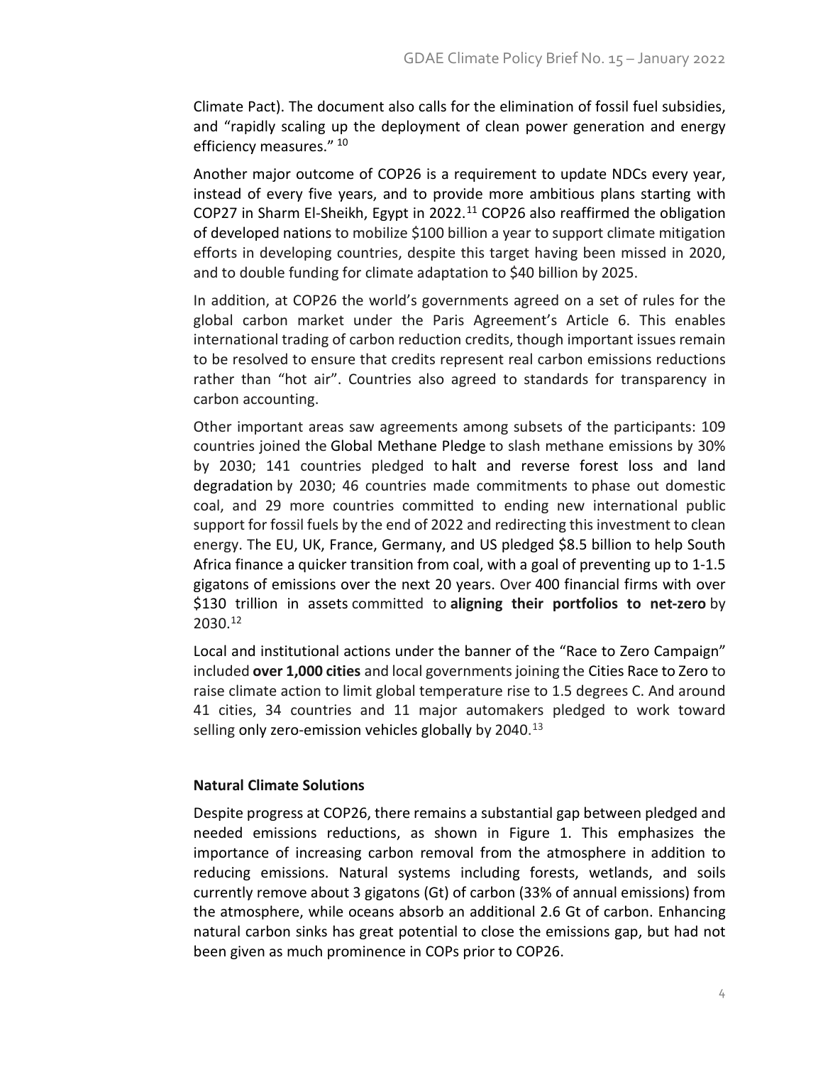Climate Pact). The document also calls for the elimination of fossil fuel subsidies, and "rapidly scaling up the deployment of clean power generation and energy efficiency measures." [10]

Another major outcome of COP26 is a requirement to update NDCs every year, instead of every five years, and to provide more ambitious plans starting with COP27 in Sharm El-Sheikh, Egypt in 2022.[11] COP26 also reaffirmed the obligation of developed nations to mobilize $100 billion a year to support climate mitigation efforts in developing countries, despite this target having been missed in 2020, and to double funding for climate adaptation to $40 billion by 2025.

In addition, at COP26 the world's governments agreed on a set of rules for the global carbon market under the Paris Agreement's Article 6. This enables international trading of carbon reduction credits, though important issues remain to be resolved to ensure that credits represent real carbon emissions reductions rather than "hot air". Countries also agreed to standards for transparency in carbon accounting.

Other important areas saw agreements among subsets of the participants: 109 countries joined the Global Methane Pledge to slash methane emissions by 30% by 2030; 141 countries pledged to halt and reverse forest loss and land degradation by 2030; 46 countries made commitments to phase out domestic coal, and 29 more countries committed to ending new international public support for fossil fuels by the end of 2022 and redirecting this investment to clean energy. The EU, UK, France, Germany, and US pledged $8.5 billion to help South Africa finance a quicker transition from coal, with a goal of preventing up to 1-1.5 gigatons of emissions over the next 20 years. Over 400 financial firms with over $130 trillion in assets committed to **aligning their portfolios to net-zero** by 2030.[12]

Local and institutional actions under the banner of the "Race to Zero Campaign" included **over 1,000 cities** and local governments joining the Cities Race to Zero to raise climate action to limit global temperature rise to 1.5 degrees C. And around 41 cities, 34 countries and 11 major automakers pledged to work toward selling only zero-emission vehicles globally by 2040.[13]

**Natural Climate Solutions**

Despite progress at COP26, there remains a substantial gap between pledged and needed emissions reductions, as shown in Figure 1. This emphasizes the importance of increasing carbon removal from the atmosphere in addition to reducing emissions. Natural systems including forests, wetlands, and soils currently remove about 3 gigatons (Gt) of carbon (33% of annual emissions) from the atmosphere, while oceans absorb an additional 2.6 Gt of carbon. Enhancing natural carbon sinks has great potential to close the emissions gap, but had not been given as much prominence in COPs prior to COP26.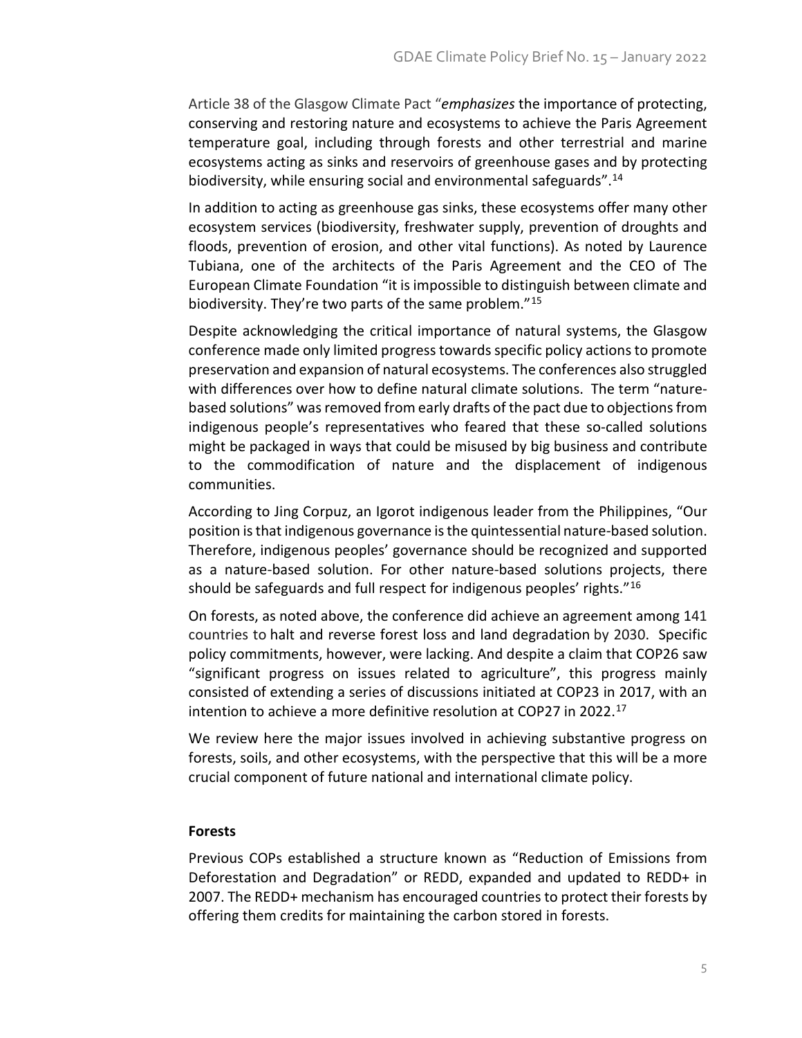Article 38 of the Glasgow Climate Pact "*emphasizes* the importance of protecting, conserving and restoring nature and ecosystems to achieve the Paris Agreement temperature goal, including through forests and other terrestrial and marine ecosystems acting as sinks and reservoirs of greenhouse gases and by protecting biodiversity, while ensuring social and environmental safeguards".[14]

In addition to acting as greenhouse gas sinks, these ecosystems offer many other ecosystem services (biodiversity, freshwater supply, prevention of droughts and floods, prevention of erosion, and other vital functions). As noted by Laurence Tubiana, one of the architects of the Paris Agreement and the CEO of The European Climate Foundation "it is impossible to distinguish between climate and biodiversity. They're two parts of the same problem."[15]

Despite acknowledging the critical importance of natural systems, the Glasgow conference made only limited progress towards specific policy actions to promote preservation and expansion of natural ecosystems. The conferences also struggled with differences over how to define natural climate solutions. The term "nature-based solutions" was removed from early drafts of the pact due to objections from indigenous people's representatives who feared that these so-called solutions might be packaged in ways that could be misused by big business and contribute to the commodification of nature and the displacement of indigenous communities.

According to Jing Corpuz, an Igorot indigenous leader from the Philippines, "Our position is that indigenous governance is the quintessential nature-based solution. Therefore, indigenous peoples' governance should be recognized and supported as a nature-based solution. For other nature-based solutions projects, there should be safeguards and full respect for indigenous peoples' rights."[16]

On forests, as noted above, the conference did achieve an agreement among 141 countries to halt and reverse forest loss and land degradation by 2030. Specific policy commitments, however, were lacking. And despite a claim that COP26 saw "significant progress on issues related to agriculture", this progress mainly consisted of extending a series of discussions initiated at COP23 in 2017, with an intention to achieve a more definitive resolution at COP27 in 2022.[17]

We review here the major issues involved in achieving substantive progress on forests, soils, and other ecosystems, with the perspective that this will be a more crucial component of future national and international climate policy.

## Forests

Previous COPs established a structure known as "Reduction of Emissions from Deforestation and Degradation" or REDD, expanded and updated to REDD+ in 2007. The REDD+ mechanism has encouraged countries to protect their forests by offering them credits for maintaining the carbon stored in forests.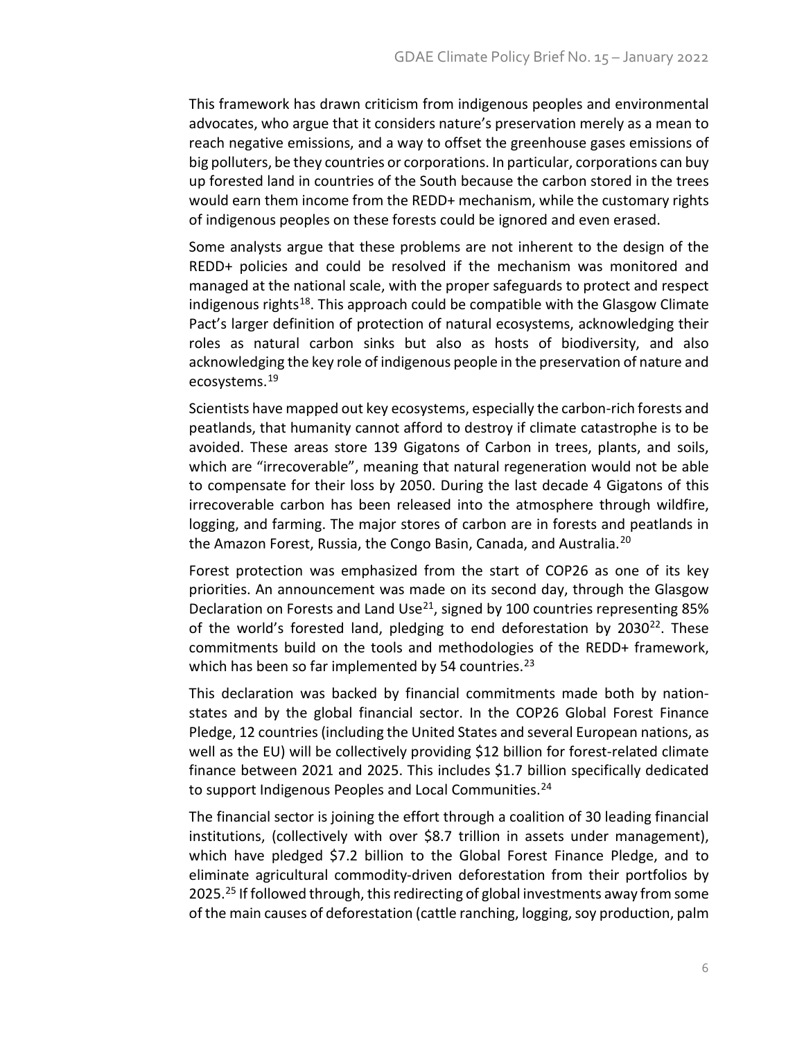This framework has drawn criticism from indigenous peoples and environmental advocates, who argue that it considers nature's preservation merely as a mean to reach negative emissions, and a way to offset the greenhouse gases emissions of big polluters, be they countries or corporations. In particular, corporations can buy up forested land in countries of the South because the carbon stored in the trees would earn them income from the REDD+ mechanism, while the customary rights of indigenous peoples on these forests could be ignored and even erased.

Some analysts argue that these problems are not inherent to the design of the REDD+ policies and could be resolved if the mechanism was monitored and managed at the national scale, with the proper safeguards to protect and respect indigenous rights[18]. This approach could be compatible with the Glasgow Climate Pact's larger definition of protection of natural ecosystems, acknowledging their roles as natural carbon sinks but also as hosts of biodiversity, and also acknowledging the key role of indigenous people in the preservation of nature and ecosystems.[19]

Scientists have mapped out key ecosystems, especially the carbon-rich forests and peatlands, that humanity cannot afford to destroy if climate catastrophe is to be avoided. These areas store 139 Gigatons of Carbon in trees, plants, and soils, which are "irrecoverable", meaning that natural regeneration would not be able to compensate for their loss by 2050. During the last decade 4 Gigatons of this irrecoverable carbon has been released into the atmosphere through wildfire, logging, and farming. The major stores of carbon are in forests and peatlands in the Amazon Forest, Russia, the Congo Basin, Canada, and Australia.[20]

Forest protection was emphasized from the start of COP26 as one of its key priorities. An announcement was made on its second day, through the Glasgow Declaration on Forests and Land Use[21], signed by 100 countries representing 85% of the world's forested land, pledging to end deforestation by 2030[22]. These commitments build on the tools and methodologies of the REDD+ framework, which has been so far implemented by 54 countries.[23]

This declaration was backed by financial commitments made both by nation-states and by the global financial sector. In the COP26 Global Forest Finance Pledge, 12 countries (including the United States and several European nations, as well as the EU) will be collectively providing $12 billion for forest-related climate finance between 2021 and 2025. This includes $1.7 billion specifically dedicated to support Indigenous Peoples and Local Communities.[24]

The financial sector is joining the effort through a coalition of 30 leading financial institutions, (collectively with over $8.7 trillion in assets under management), which have pledged $7.2 billion to the Global Forest Finance Pledge, and to eliminate agricultural commodity-driven deforestation from their portfolios by 2025.[25] If followed through, this redirecting of global investments away from some of the main causes of deforestation (cattle ranching, logging, soy production, palm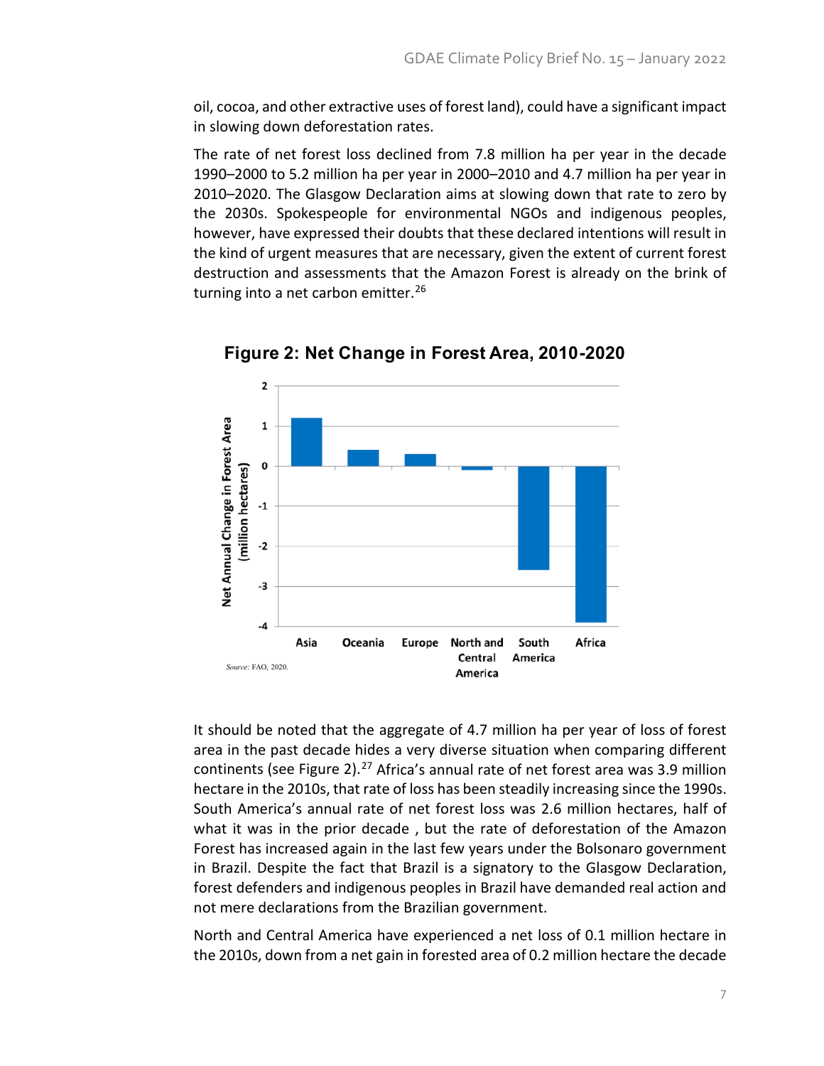oil, cocoa, and other extractive uses of forest land), could have a significant impact in slowing down deforestation rates.

The rate of net forest loss declined from 7.8 million ha per year in the decade 1990–2000 to 5.2 million ha per year in 2000–2010 and 4.7 million ha per year in 2010–2020. The Glasgow Declaration aims at slowing down that rate to zero by the 2030s. Spokespeople for environmental NGOs and indigenous peoples, however, have expressed their doubts that these declared intentions will result in the kind of urgent measures that are necessary, given the extent of current forest destruction and assessments that the Amazon Forest is already on the brink of turning into a net carbon emitter.[26]

**Figure 2: Net Change in Forest Area, 2010-2020**

*Source*: FAO, 2020.

It should be noted that the aggregate of 4.7 million ha per year of loss of forest area in the past decade hides a very diverse situation when comparing different continents (see Figure 2).[27] Africa's annual rate of net forest area was 3.9 million hectare in the 2010s, that rate of loss has been steadily increasing since the 1990s. South America's annual rate of net forest loss was 2.6 million hectares, half of what it was in the prior decade , but the rate of deforestation of the Amazon Forest has increased again in the last few years under the Bolsonaro government in Brazil. Despite the fact that Brazil is a signatory to the Glasgow Declaration, forest defenders and indigenous peoples in Brazil have demanded real action and not mere declarations from the Brazilian government.

North and Central America have experienced a net loss of 0.1 million hectare in the 2010s, down from a net gain in forested area of 0.2 million hectare the decade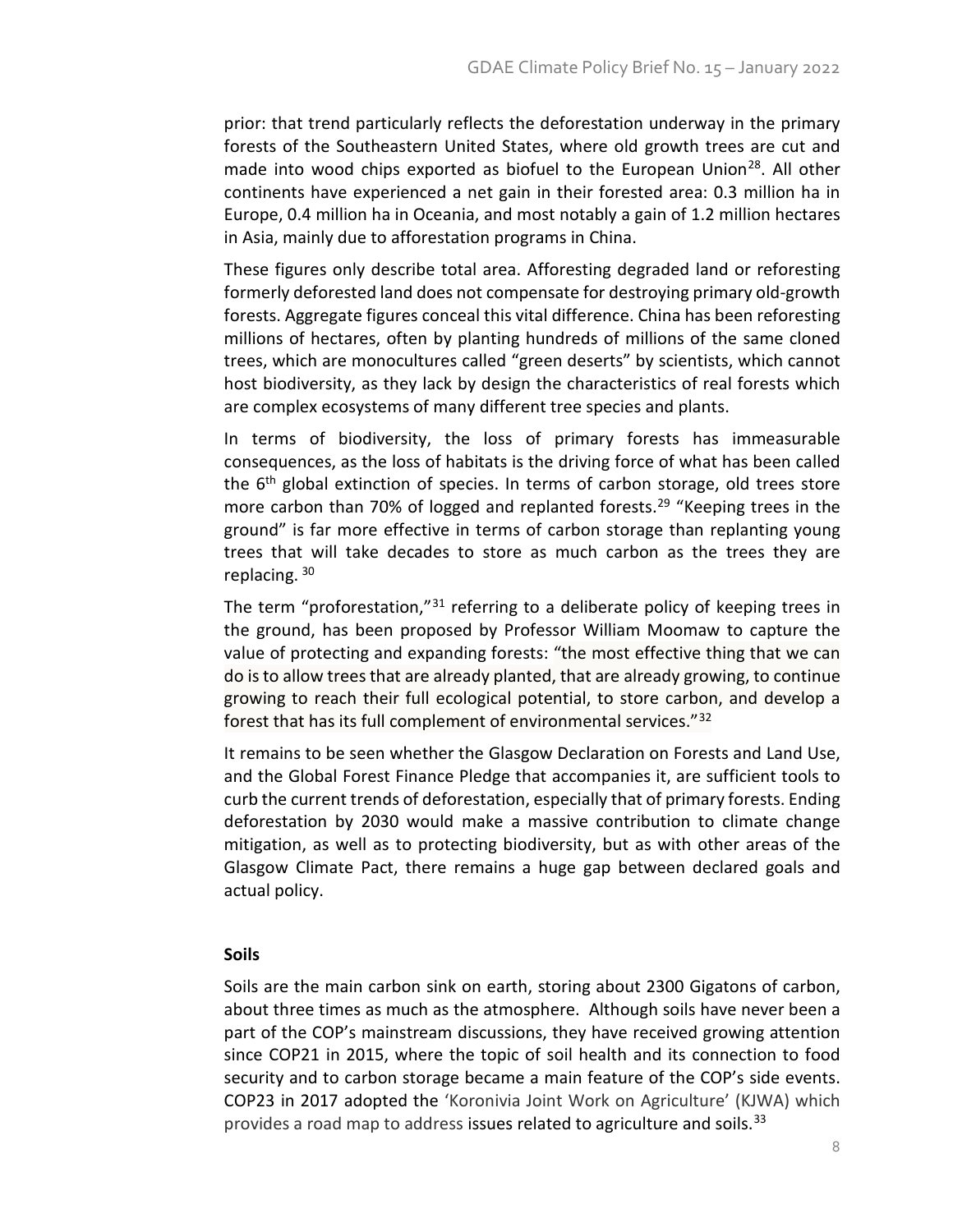prior: that trend particularly reflects the deforestation underway in the primary forests of the Southeastern United States, where old growth trees are cut and made into wood chips exported as biofuel to the European Union[28]. All other continents have experienced a net gain in their forested area: 0.3 million ha in Europe, 0.4 million ha in Oceania, and most notably a gain of 1.2 million hectares in Asia, mainly due to afforestation programs in China.

These figures only describe total area. Afforesting degraded land or reforesting formerly deforested land does not compensate for destroying primary old-growth forests. Aggregate figures conceal this vital difference. China has been reforesting millions of hectares, often by planting hundreds of millions of the same cloned trees, which are monocultures called "green deserts" by scientists, which cannot host biodiversity, as they lack by design the characteristics of real forests which are complex ecosystems of many different tree species and plants.

In terms of biodiversity, the loss of primary forests has immeasurable consequences, as the loss of habitats is the driving force of what has been called the 6th global extinction of species. In terms of carbon storage, old trees store more carbon than 70% of logged and replanted forests.[29] "Keeping trees in the ground" is far more effective in terms of carbon storage than replanting young trees that will take decades to store as much carbon as the trees they are replacing. [30]

The term "proforestation,"[31] referring to a deliberate policy of keeping trees in the ground, has been proposed by Professor William Moomaw to capture the value of protecting and expanding forests: "the most effective thing that we can do is to allow trees that are already planted, that are already growing, to continue growing to reach their full ecological potential, to store carbon, and develop a forest that has its full complement of environmental services."[32]

It remains to be seen whether the Glasgow Declaration on Forests and Land Use, and the Global Forest Finance Pledge that accompanies it, are sufficient tools to curb the current trends of deforestation, especially that of primary forests. Ending deforestation by 2030 would make a massive contribution to climate change mitigation, as well as to protecting biodiversity, but as with other areas of the Glasgow Climate Pact, there remains a huge gap between declared goals and actual policy.

**Soils**

Soils are the main carbon sink on earth, storing about 2300 Gigatons of carbon, about three times as much as the atmosphere. Although soils have never been a part of the COP's mainstream discussions, they have received growing attention since COP21 in 2015, where the topic of soil health and its connection to food security and to carbon storage became a main feature of the COP's side events. COP23 in 2017 adopted the 'Koronivia Joint Work on Agriculture' (KJWA) which provides a road map to address issues related to agriculture and soils.[33]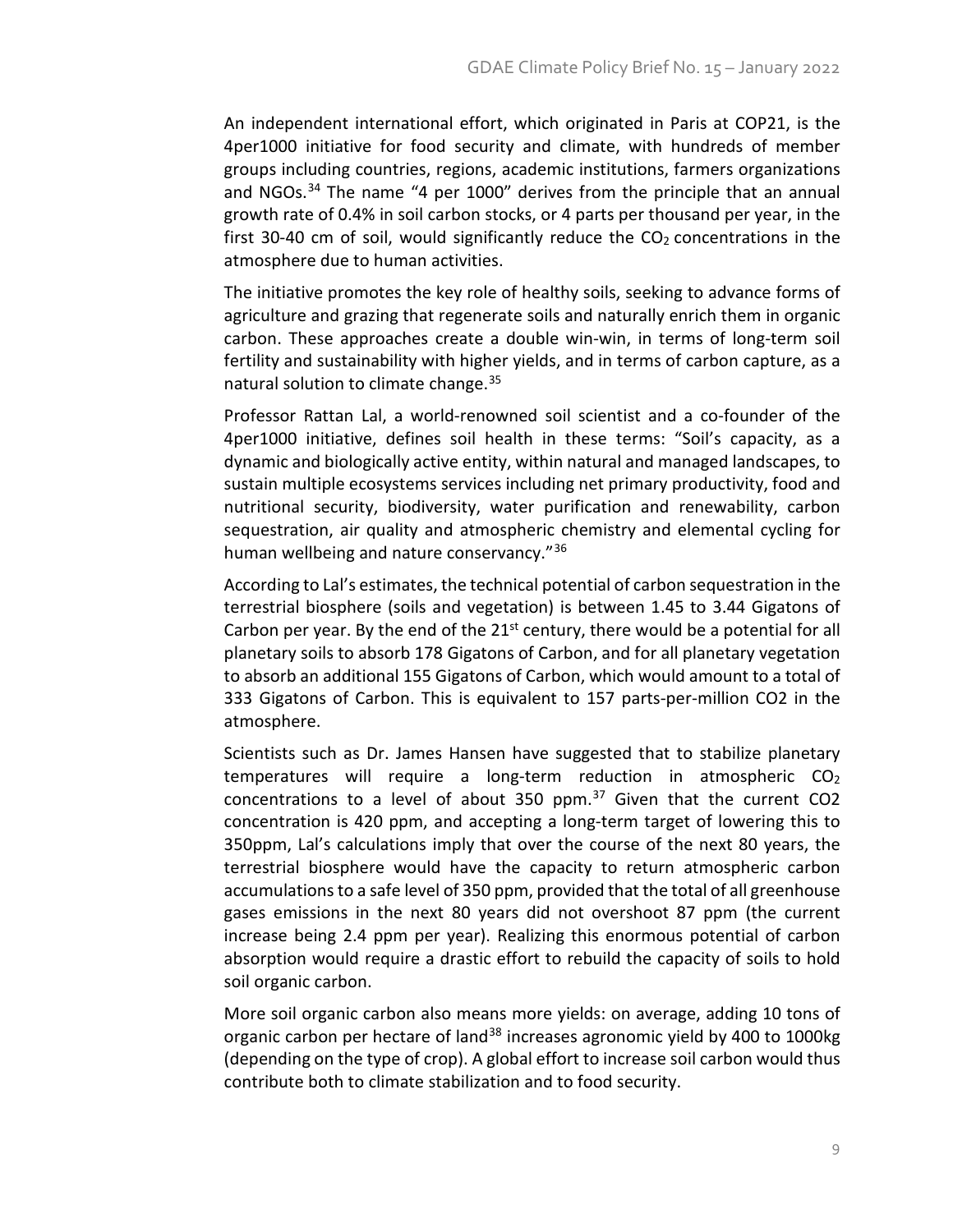An independent international effort, which originated in Paris at COP21, is the 4per1000 initiative for food security and climate, with hundreds of member groups including countries, regions, academic institutions, farmers organizations and NGOs.[34] The name "4 per 1000" derives from the principle that an annual growth rate of 0.4% in soil carbon stocks, or 4 parts per thousand per year, in the first 30-40 cm of soil, would significantly reduce the $CO_2$ concentrations in the atmosphere due to human activities.

The initiative promotes the key role of healthy soils, seeking to advance forms of agriculture and grazing that regenerate soils and naturally enrich them in organic carbon. These approaches create a double win-win, in terms of long-term soil fertility and sustainability with higher yields, and in terms of carbon capture, as a natural solution to climate change.[35]

Professor Rattan Lal, a world-renowned soil scientist and a co-founder of the 4per1000 initiative, defines soil health in these terms: "Soil's capacity, as a dynamic and biologically active entity, within natural and managed landscapes, to sustain multiple ecosystems services including net primary productivity, food and nutritional security, biodiversity, water purification and renewability, carbon sequestration, air quality and atmospheric chemistry and elemental cycling for human wellbeing and nature conservancy."[36]

According to Lal's estimates, the technical potential of carbon sequestration in the terrestrial biosphere (soils and vegetation) is between 1.45 to 3.44 Gigatons of Carbon per year. By the end of the 21st century, there would be a potential for all planetary soils to absorb 178 Gigatons of Carbon, and for all planetary vegetation to absorb an additional 155 Gigatons of Carbon, which would amount to a total of 333 Gigatons of Carbon. This is equivalent to 157 parts-per-million CO2 in the atmosphere.

Scientists such as Dr. James Hansen have suggested that to stabilize planetary temperatures will require a long-term reduction in atmospheric $CO_2$ concentrations to a level of about 350 ppm.[37] Given that the current CO2 concentration is 420 ppm, and accepting a long-term target of lowering this to 350ppm, Lal's calculations imply that over the course of the next 80 years, the terrestrial biosphere would have the capacity to return atmospheric carbon accumulations to a safe level of 350 ppm, provided that the total of all greenhouse gases emissions in the next 80 years did not overshoot 87 ppm (the current increase being 2.4 ppm per year). Realizing this enormous potential of carbon absorption would require a drastic effort to rebuild the capacity of soils to hold soil organic carbon.

More soil organic carbon also means more yields: on average, adding 10 tons of organic carbon per hectare of land[38] increases agronomic yield by 400 to 1000kg (depending on the type of crop). A global effort to increase soil carbon would thus contribute both to climate stabilization and to food security.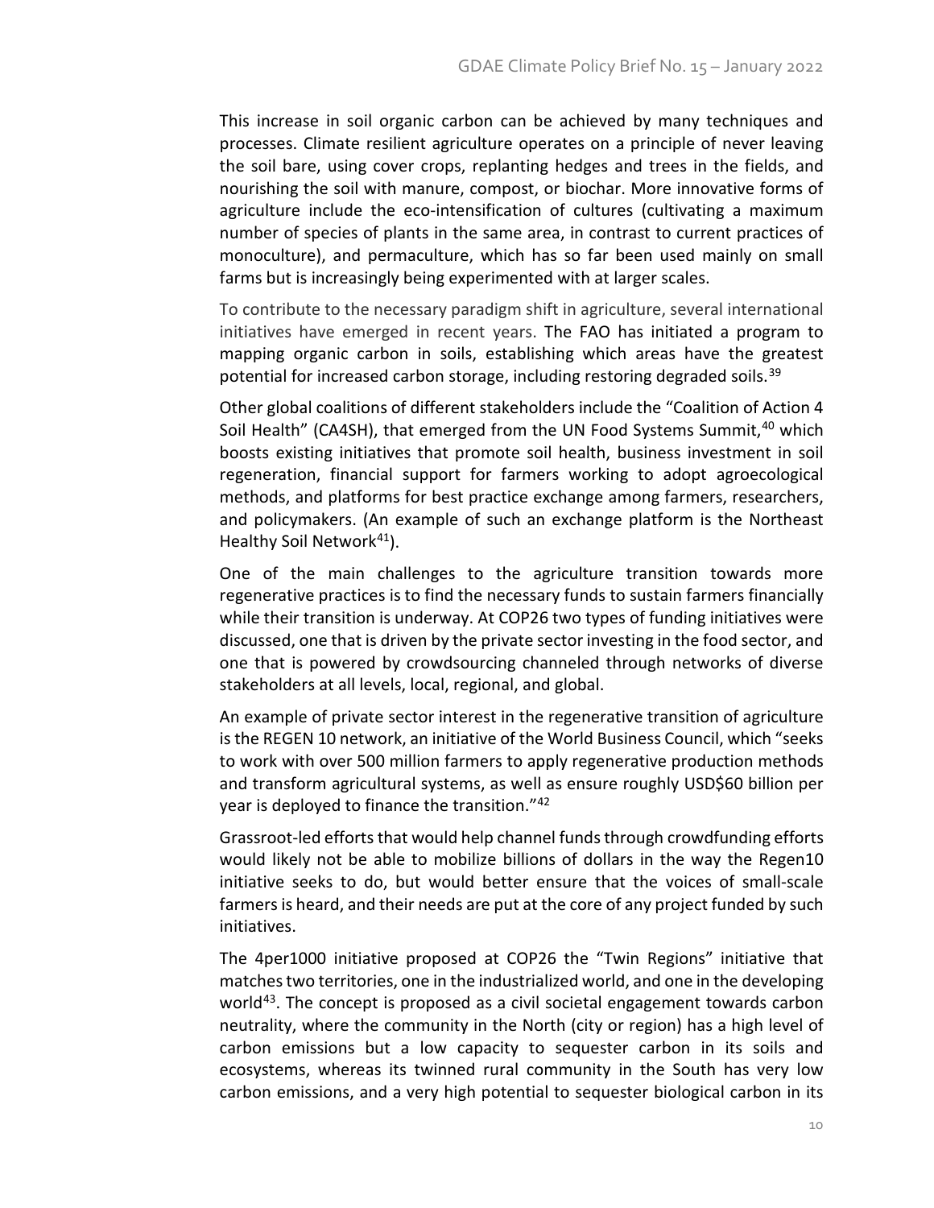This increase in soil organic carbon can be achieved by many techniques and processes. Climate resilient agriculture operates on a principle of never leaving the soil bare, using cover crops, replanting hedges and trees in the fields, and nourishing the soil with manure, compost, or biochar. More innovative forms of agriculture include the eco-intensification of cultures (cultivating a maximum number of species of plants in the same area, in contrast to current practices of monoculture), and permaculture, which has so far been used mainly on small farms but is increasingly being experimented with at larger scales.

To contribute to the necessary paradigm shift in agriculture, several international initiatives have emerged in recent years. The FAO has initiated a program to mapping organic carbon in soils, establishing which areas have the greatest potential for increased carbon storage, including restoring degraded soils.[39]

Other global coalitions of different stakeholders include the "Coalition of Action 4 Soil Health" (CA4SH), that emerged from the UN Food Systems Summit,[40] which boosts existing initiatives that promote soil health, business investment in soil regeneration, financial support for farmers working to adopt agroecological methods, and platforms for best practice exchange among farmers, researchers, and policymakers. (An example of such an exchange platform is the Northeast Healthy Soil Network[41]).

One of the main challenges to the agriculture transition towards more regenerative practices is to find the necessary funds to sustain farmers financially while their transition is underway. At COP26 two types of funding initiatives were discussed, one that is driven by the private sector investing in the food sector, and one that is powered by crowdsourcing channeled through networks of diverse stakeholders at all levels, local, regional, and global.

An example of private sector interest in the regenerative transition of agriculture is the REGEN 10 network, an initiative of the World Business Council, which "seeks to work with over 500 million farmers to apply regenerative production methods and transform agricultural systems, as well as ensure roughly USD$60 billion per year is deployed to finance the transition."[42]

Grassroot-led efforts that would help channel funds through crowdfunding efforts would likely not be able to mobilize billions of dollars in the way the Regen10 initiative seeks to do, but would better ensure that the voices of small-scale farmers is heard, and their needs are put at the core of any project funded by such initiatives.

The 4per1000 initiative proposed at COP26 the "Twin Regions" initiative that matches two territories, one in the industrialized world, and one in the developing world[43]. The concept is proposed as a civil societal engagement towards carbon neutrality, where the community in the North (city or region) has a high level of carbon emissions but a low capacity to sequester carbon in its soils and ecosystems, whereas its twinned rural community in the South has very low carbon emissions, and a very high potential to sequester biological carbon in its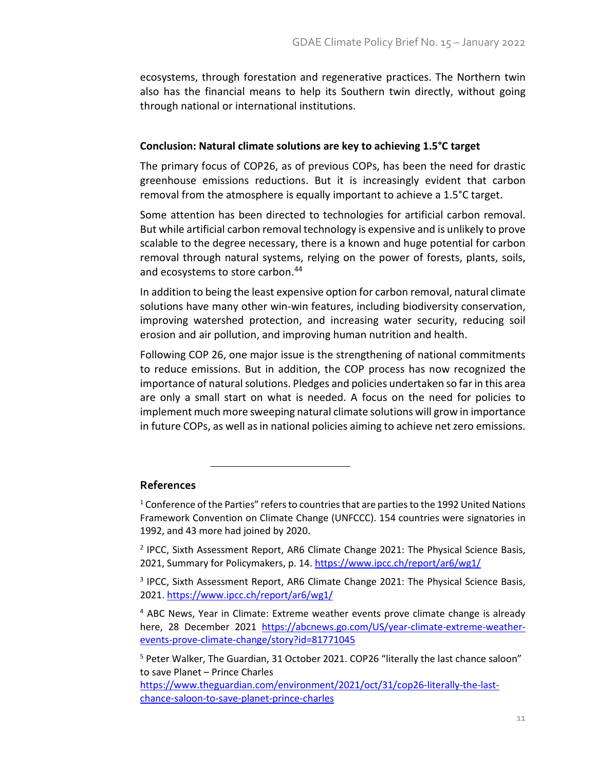ecosystems, through forestation and regenerative practices. The Northern twin also has the financial means to help its Southern twin directly, without going through national or international institutions.

### Conclusion: Natural climate solutions are key to achieving 1.5°C target

The primary focus of COP26, as of previous COPs, has been the need for drastic greenhouse emissions reductions. But it is increasingly evident that carbon removal from the atmosphere is equally important to achieve a 1.5°C target.

Some attention has been directed to technologies for artificial carbon removal. But while artificial carbon removal technology is expensive and is unlikely to prove scalable to the degree necessary, there is a known and huge potential for carbon removal through natural systems, relying on the power of forests, plants, soils, and ecosystems to store carbon.[44]

In addition to being the least expensive option for carbon removal, natural climate solutions have many other win-win features, including biodiversity conservation, improving watershed protection, and increasing water security, reducing soil erosion and air pollution, and improving human nutrition and health.

Following COP 26, one major issue is the strengthening of national commitments to reduce emissions. But in addition, the COP process has now recognized the importance of natural solutions. Pledges and policies undertaken so far in this area are only a small start on what is needed. A focus on the need for policies to implement much more sweeping natural climate solutions will grow in importance in future COPs, as well as in national policies aiming to achieve net zero emissions.

---

### References

[1] Conference of the Parties" refers to countries that are parties to the 1992 United Nations Framework Convention on Climate Change (UNFCCC). 154 countries were signatories in 1992, and 43 more had joined by 2020.

[2] IPCC, Sixth Assessment Report, AR6 Climate Change 2021: The Physical Science Basis, 2021, Summary for Policymakers, p. 14. https://www.ipcc.ch/report/ar6/wg1/

[3] IPCC, Sixth Assessment Report, AR6 Climate Change 2021: The Physical Science Basis, 2021. https://www.ipcc.ch/report/ar6/wg1/

[4] ABC News, Year in Climate: Extreme weather events prove climate change is already here, 28 December 2021 https://abcnews.go.com/US/year-climate-extreme-weather-events-prove-climate-change/story?id=81771045

[5] Peter Walker, The Guardian, 31 October 2021. COP26 "literally the last chance saloon" to save Planet – Prince Charles https://www.theguardian.com/environment/2021/oct/31/cop26-literally-the-last-chance-saloon-to-save-planet-prince-charles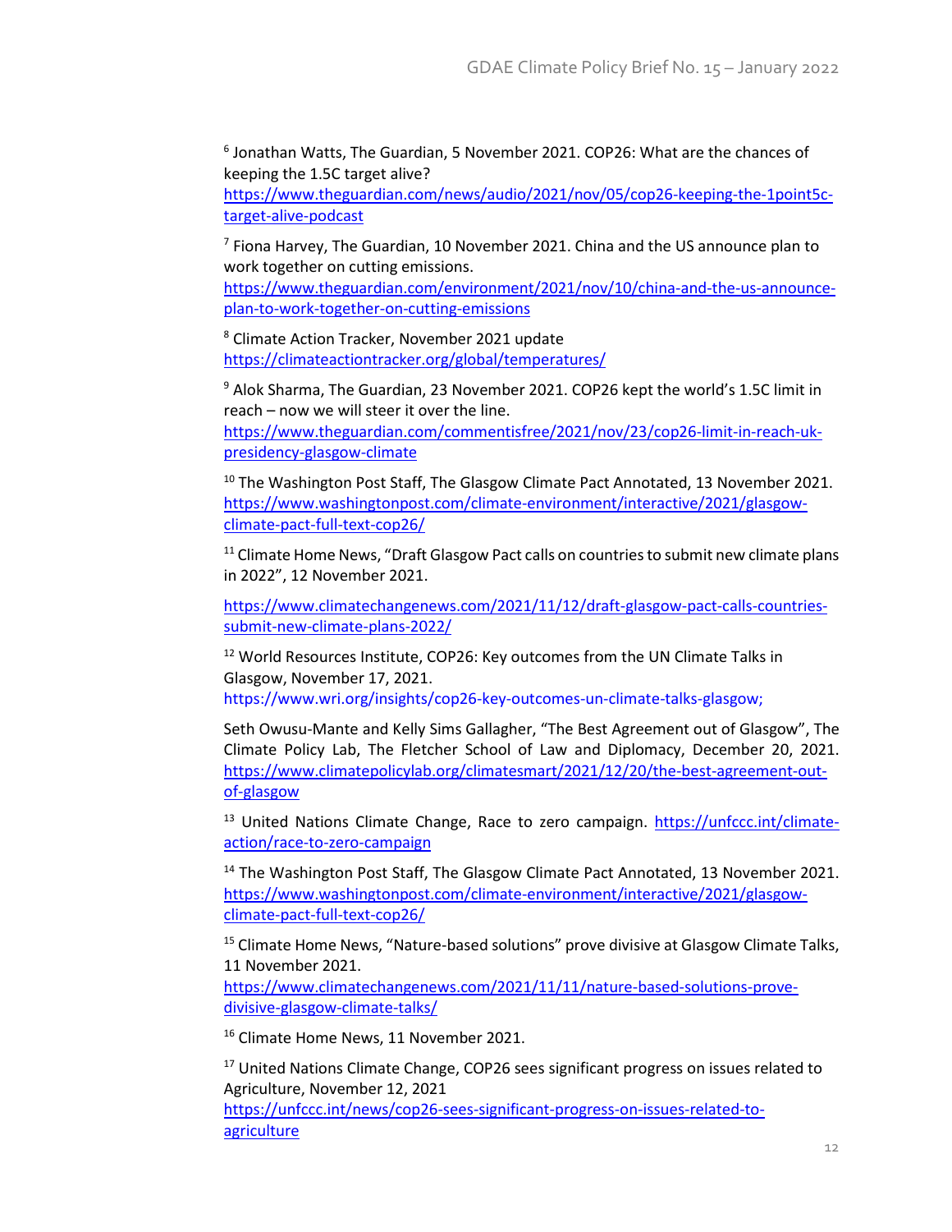[6] Jonathan Watts, The Guardian, 5 November 2021. COP26: What are the chances of keeping the 1.5C target alive?
https://www.theguardian.com/news/audio/2021/nov/05/cop26-keeping-the-1point5c-target-alive-podcast

[7] Fiona Harvey, The Guardian, 10 November 2021. China and the US announce plan to work together on cutting emissions.
https://www.theguardian.com/environment/2021/nov/10/china-and-the-us-announce-plan-to-work-together-on-cutting-emissions

[8] Climate Action Tracker, November 2021 update
https://climateactiontracker.org/global/temperatures/

[9] Alok Sharma, The Guardian, 23 November 2021. COP26 kept the world's 1.5C limit in reach – now we will steer it over the line.
https://www.theguardian.com/commentisfree/2021/nov/23/cop26-limit-in-reach-uk-presidency-glasgow-climate

[10] The Washington Post Staff, The Glasgow Climate Pact Annotated, 13 November 2021.
https://www.washingtonpost.com/climate-environment/interactive/2021/glasgow-climate-pact-full-text-cop26/

[11] Climate Home News, "Draft Glasgow Pact calls on countries to submit new climate plans in 2022", 12 November 2021.

https://www.climatechangenews.com/2021/11/12/draft-glasgow-pact-calls-countries-submit-new-climate-plans-2022/

[12] World Resources Institute, COP26: Key outcomes from the UN Climate Talks in Glasgow, November 17, 2021.
https://www.wri.org/insights/cop26-key-outcomes-un-climate-talks-glasgow;

Seth Owusu-Mante and Kelly Sims Gallagher, "The Best Agreement out of Glasgow", The Climate Policy Lab, The Fletcher School of Law and Diplomacy, December 20, 2021.
https://www.climatepolicylab.org/climatesmart/2021/12/20/the-best-agreement-out-of-glasgow

[13] United Nations Climate Change, Race to zero campaign. https://unfccc.int/climate-action/race-to-zero-campaign

[14] The Washington Post Staff, The Glasgow Climate Pact Annotated, 13 November 2021.
https://www.washingtonpost.com/climate-environment/interactive/2021/glasgow-climate-pact-full-text-cop26/

[15] Climate Home News, "Nature-based solutions" prove divisive at Glasgow Climate Talks, 11 November 2021.
https://www.climatechangenews.com/2021/11/11/nature-based-solutions-prove-divisive-glasgow-climate-talks/

[16] Climate Home News, 11 November 2021.

[17] United Nations Climate Change, COP26 sees significant progress on issues related to Agriculture, November 12, 2021
https://unfccc.int/news/cop26-sees-significant-progress-on-issues-related-to-agriculture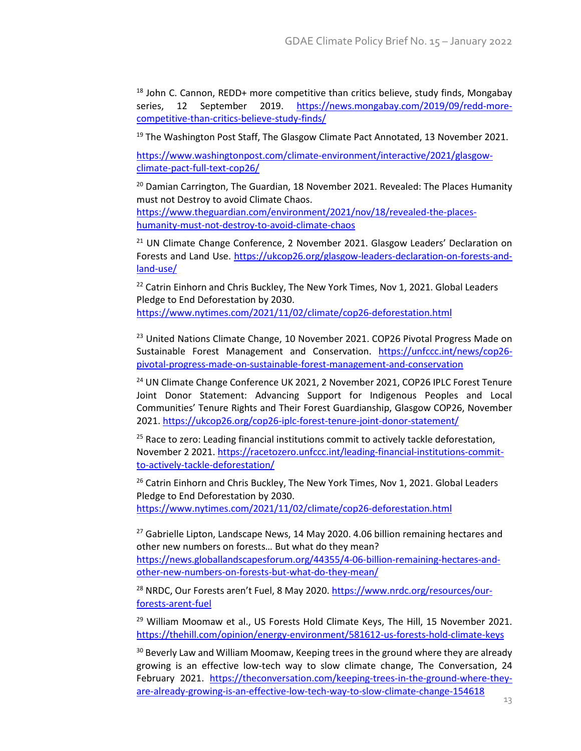[18] John C. Cannon, REDD+ more competitive than critics believe, study finds, Mongabay series, 12 September 2019. https://news.mongabay.com/2019/09/redd-more-competitive-than-critics-believe-study-finds/

[19] The Washington Post Staff, The Glasgow Climate Pact Annotated, 13 November 2021.

https://www.washingtonpost.com/climate-environment/interactive/2021/glasgow-climate-pact-full-text-cop26/

[20] Damian Carrington, The Guardian, 18 November 2021. Revealed: The Places Humanity must not Destroy to avoid Climate Chaos. https://www.theguardian.com/environment/2021/nov/18/revealed-the-places-humanity-must-not-destroy-to-avoid-climate-chaos

[21] UN Climate Change Conference, 2 November 2021. Glasgow Leaders' Declaration on Forests and Land Use. https://ukcop26.org/glasgow-leaders-declaration-on-forests-and-land-use/

[22] Catrin Einhorn and Chris Buckley, The New York Times, Nov 1, 2021. Global Leaders Pledge to End Deforestation by 2030. https://www.nytimes.com/2021/11/02/climate/cop26-deforestation.html

[23] United Nations Climate Change, 10 November 2021. COP26 Pivotal Progress Made on Sustainable Forest Management and Conservation. https://unfccc.int/news/cop26-pivotal-progress-made-on-sustainable-forest-management-and-conservation

[24] UN Climate Change Conference UK 2021, 2 November 2021, COP26 IPLC Forest Tenure Joint Donor Statement: Advancing Support for Indigenous Peoples and Local Communities' Tenure Rights and Their Forest Guardianship, Glasgow COP26, November 2021. https://ukcop26.org/cop26-iplc-forest-tenure-joint-donor-statement/

[25] Race to zero: Leading financial institutions commit to actively tackle deforestation, November 2 2021. https://racetozero.unfccc.int/leading-financial-institutions-commit-to-actively-tackle-deforestation/

[26] Catrin Einhorn and Chris Buckley, The New York Times, Nov 1, 2021. Global Leaders Pledge to End Deforestation by 2030. https://www.nytimes.com/2021/11/02/climate/cop26-deforestation.html

[27] Gabrielle Lipton, Landscape News, 14 May 2020. 4.06 billion remaining hectares and other new numbers on forests… But what do they mean? https://news.globallandscapesforum.org/44355/4-06-billion-remaining-hectares-and-other-new-numbers-on-forests-but-what-do-they-mean/

[28] NRDC, Our Forests aren't Fuel, 8 May 2020. https://www.nrdc.org/resources/our-forests-arent-fuel

[29] William Moomaw et al., US Forests Hold Climate Keys, The Hill, 15 November 2021. https://thehill.com/opinion/energy-environment/581612-us-forests-hold-climate-keys

[30] Beverly Law and William Moomaw, Keeping trees in the ground where they are already growing is an effective low-tech way to slow climate change, The Conversation, 24 February 2021. https://theconversation.com/keeping-trees-in-the-ground-where-they-are-already-growing-is-an-effective-low-tech-way-to-slow-climate-change-154618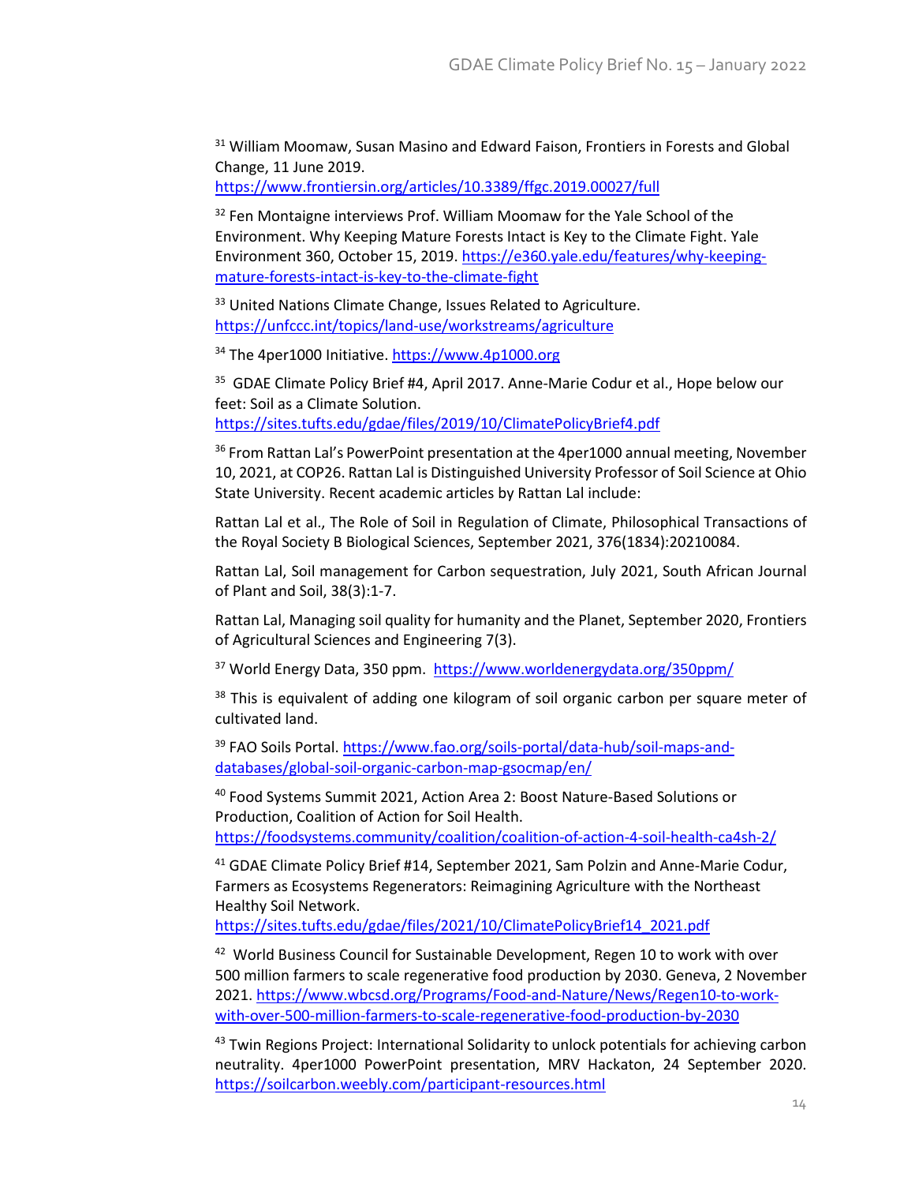[31] William Moomaw, Susan Masino and Edward Faison, Frontiers in Forests and Global Change, 11 June 2019. https://www.frontiersin.org/articles/10.3389/ffgc.2019.00027/full

[32] Fen Montaigne interviews Prof. William Moomaw for the Yale School of the Environment. Why Keeping Mature Forests Intact is Key to the Climate Fight. Yale Environment 360, October 15, 2019. https://e360.yale.edu/features/why-keeping-mature-forests-intact-is-key-to-the-climate-fight

[33] United Nations Climate Change, Issues Related to Agriculture. https://unfccc.int/topics/land-use/workstreams/agriculture

[34] The 4per1000 Initiative. https://www.4p1000.org

[35] GDAE Climate Policy Brief #4, April 2017. Anne-Marie Codur et al., Hope below our feet: Soil as a Climate Solution. https://sites.tufts.edu/gdae/files/2019/10/ClimatePolicyBrief4.pdf

[36] From Rattan Lal's PowerPoint presentation at the 4per1000 annual meeting, November 10, 2021, at COP26. Rattan Lal is Distinguished University Professor of Soil Science at Ohio State University. Recent academic articles by Rattan Lal include:

Rattan Lal et al., The Role of Soil in Regulation of Climate, Philosophical Transactions of the Royal Society B Biological Sciences, September 2021, 376(1834):20210084.

Rattan Lal, Soil management for Carbon sequestration, July 2021, South African Journal of Plant and Soil, 38(3):1-7.

Rattan Lal, Managing soil quality for humanity and the Planet, September 2020, Frontiers of Agricultural Sciences and Engineering 7(3).

[37] World Energy Data, 350 ppm. https://www.worldenergydata.org/350ppm/

[38] This is equivalent of adding one kilogram of soil organic carbon per square meter of cultivated land.

[39] FAO Soils Portal. https://www.fao.org/soils-portal/data-hub/soil-maps-and-databases/global-soil-organic-carbon-map-gsocmap/en/

[40] Food Systems Summit 2021, Action Area 2: Boost Nature-Based Solutions or Production, Coalition of Action for Soil Health. https://foodsystems.community/coalition/coalition-of-action-4-soil-health-ca4sh-2/

[41] GDAE Climate Policy Brief #14, September 2021, Sam Polzin and Anne-Marie Codur, Farmers as Ecosystems Regenerators: Reimagining Agriculture with the Northeast Healthy Soil Network. https://sites.tufts.edu/gdae/files/2021/10/ClimatePolicyBrief14_2021.pdf

[42] World Business Council for Sustainable Development, Regen 10 to work with over 500 million farmers to scale regenerative food production by 2030. Geneva, 2 November 2021. https://www.wbcsd.org/Programs/Food-and-Nature/News/Regen10-to-work-with-over-500-million-farmers-to-scale-regenerative-food-production-by-2030

[43] Twin Regions Project: International Solidarity to unlock potentials for achieving carbon neutrality. 4per1000 PowerPoint presentation, MRV Hackaton, 24 September 2020. https://soilcarbon.weebly.com/participant-resources.html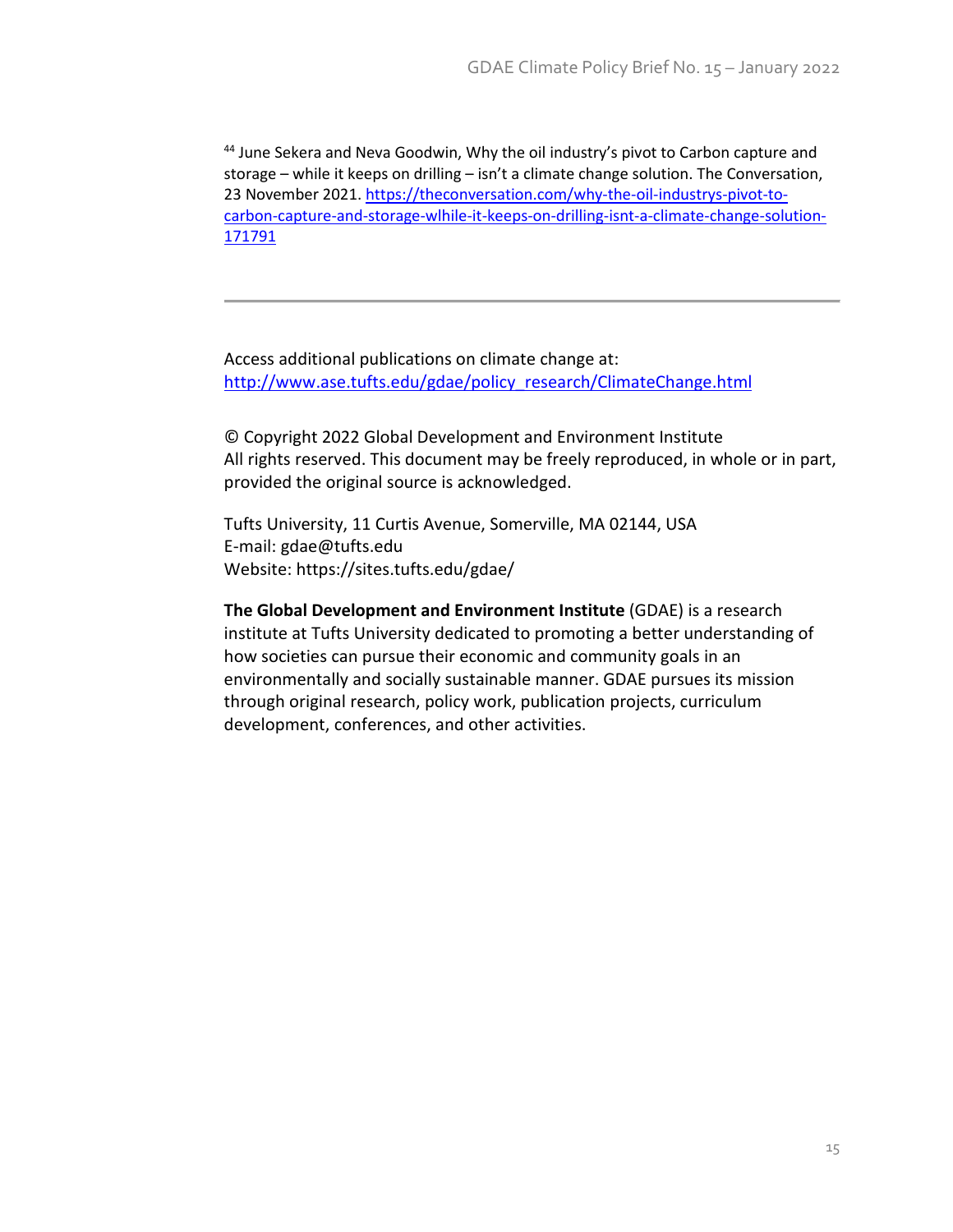[44] June Sekera and Neva Goodwin, Why the oil industry's pivot to Carbon capture and storage – while it keeps on drilling – isn't a climate change solution. The Conversation, 23 November 2021. https://theconversation.com/why-the-oil-industrys-pivot-to-carbon-capture-and-storage-wlhile-it-keeps-on-drilling-isnt-a-climate-change-solution-171791

---

Access additional publications on climate change at:
http://www.ase.tufts.edu/gdae/policy_research/ClimateChange.html

© Copyright 2022 Global Development and Environment Institute
All rights reserved. This document may be freely reproduced, in whole or in part, provided the original source is acknowledged.

Tufts University, 11 Curtis Avenue, Somerville, MA 02144, USA
E-mail: gdae@tufts.edu
Website: https://sites.tufts.edu/gdae/

**The Global Development and Environment Institute** (GDAE) is a research institute at Tufts University dedicated to promoting a better understanding of how societies can pursue their economic and community goals in an environmentally and socially sustainable manner. GDAE pursues its mission through original research, policy work, publication projects, curriculum development, conferences, and other activities.